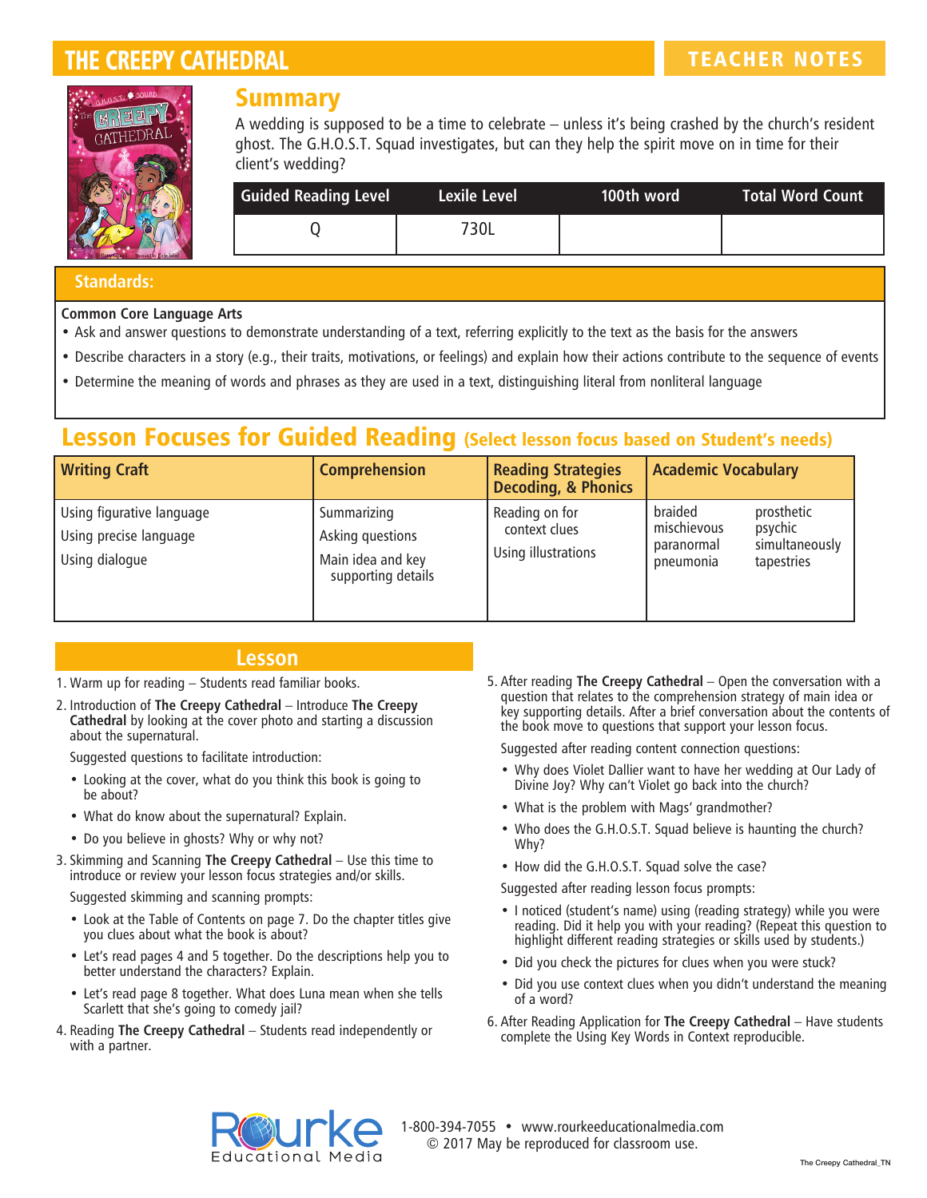# THE CREEPY CATHEDRAL

**TEACHER NOTES**

## Summary

A wedding is supposed to be a time to celebrate – unless it's being crashed by the church's resident ghost. The G.H.O.S.T. Squad investigates, but can they help the spirit move on in time for their client's wedding?

| Guided Reading Level | Lexile Level | 100th word | Total Word Count |
|---|---|---|---|
| Q | 730L | | |

## Standards:

**Common Core Language Arts**

- Ask and answer questions to demonstrate understanding of a text, referring explicitly to the text as the basis for the answers
- Describe characters in a story (e.g., their traits, motivations, or feelings) and explain how their actions contribute to the sequence of events
- Determine the meaning of words and phrases as they are used in a text, distinguishing literal from nonliteral language

## Lesson Focuses for Guided Reading (Select lesson focus based on Student's needs)

| Writing Craft | Comprehension | Reading Strategies Decoding, & Phonics | Academic Vocabulary | |
|---|---|---|---|---|
| Using figurative language<br>Using precise language<br>Using dialogue | Summarizing<br>Asking questions<br>Main idea and key supporting details | Reading on for context clues<br>Using illustrations | braided<br>mischievous<br>paranormal<br>pneumonia | prosthetic<br>psychic<br>simultaneously<br>tapestries |

## Lesson

1. Warm up for reading – Students read familiar books.
2. Introduction of **The Creepy Cathedral** – Introduce **The Creepy Cathedral** by looking at the cover photo and starting a discussion about the supernatural.

   Suggested questions to facilitate introduction:
   - Looking at the cover, what do you think this book is going to be about?
   - What do know about the supernatural? Explain.
   - Do you believe in ghosts? Why or why not?
3. Skimming and Scanning **The Creepy Cathedral** – Use this time to introduce or review your lesson focus strategies and/or skills.

   Suggested skimming and scanning prompts:
   - Look at the Table of Contents on page 7. Do the chapter titles give you clues about what the book is about?
   - Let's read pages 4 and 5 together. Do the descriptions help you to better understand the characters? Explain.
   - Let's read page 8 together. What does Luna mean when she tells Scarlett that she's going to comedy jail?
4. Reading **The Creepy Cathedral** – Students read independently or with a partner.
5. After reading **The Creepy Cathedral** – Open the conversation with a question that relates to the comprehension strategy of main idea or key supporting details. After a brief conversation about the contents of the book move to questions that support your lesson focus.

   Suggested after reading content connection questions:
   - Why does Violet Dallier want to have her wedding at Our Lady of Divine Joy? Why can't Violet go back into the church?
   - What is the problem with Mags' grandmother?
   - Who does the G.H.O.S.T. Squad believe is haunting the church? Why?
   - How did the G.H.O.S.T. Squad solve the case?

   Suggested after reading lesson focus prompts:
   - I noticed (student's name) using (reading strategy) while you were reading. Did it help you with your reading? (Repeat this question to highlight different reading strategies or skills used by students.)
   - Did you check the pictures for clues when you were stuck?
   - Did you use context clues when you didn't understand the meaning of a word?
6. After Reading Application for **The Creepy Cathedral** – Have students complete the Using Key Words in Context reproducible.

Rourke Educational Media

1-800-394-7055 • www.rourkeeducationalmedia.com
© 2017 May be reproduced for classroom use.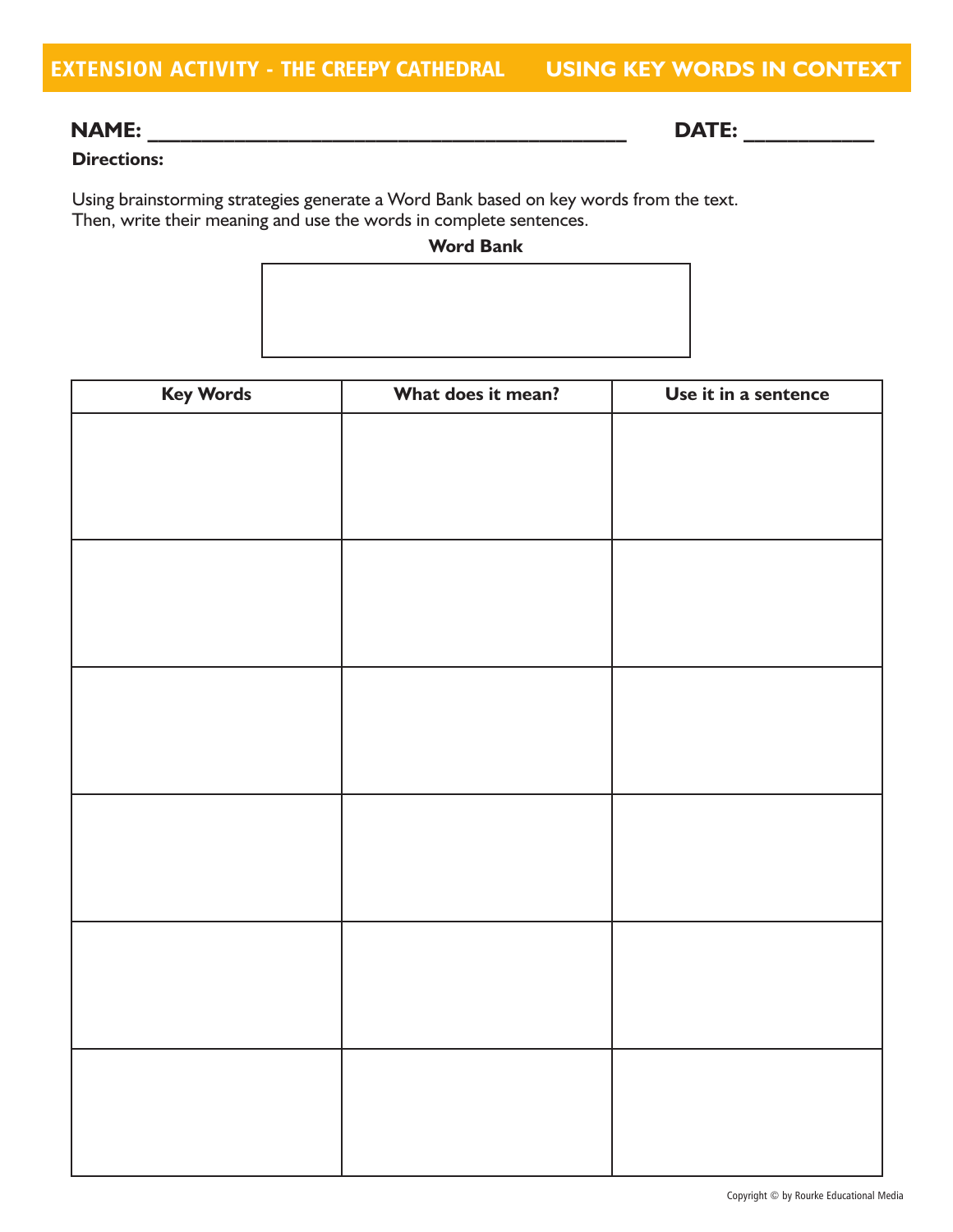# EXTENSION ACTIVITY - THE CREEPY CATHEDRAL USING KEY WORDS IN CONTEXT

**NAME:** ________________________________________ **DATE:** __________

**Directions:**

Using brainstorming strategies generate a Word Bank based on key words from the text.
Then, write their meaning and use the words in complete sentences.

**Word Bank**

| Key Words | What does it mean? | Use it in a sentence |
| --- | --- | --- |
| | | |
| | | |
| | | |
| | | |
| | | |
| | | |

Copyright © by Rourke Educational Media